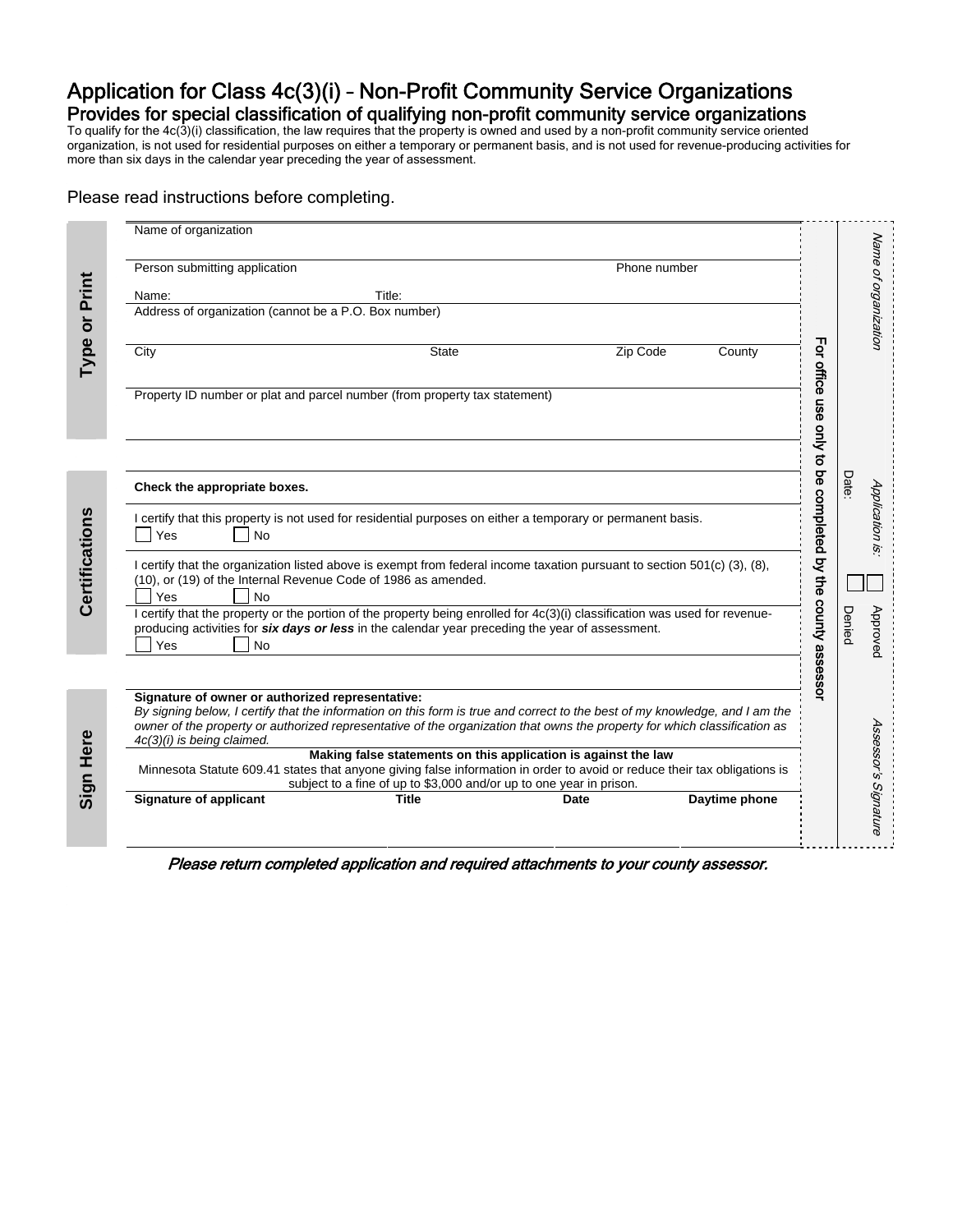# Application for Class 4c(3)(i) – Non-Profit Community Service Organizations

## Provides for special classification of qualifying non-profit community service organizations

To qualify for the 4c(3)(i) classification, the law requires that the property is owned and used by a non-profit community service oriented organization, is not used for residential purposes on either a temporary or permanent basis, and is not used for revenue-producing activities for more than six days in the calendar year preceding the year of assessment.

Please read instructions before completing.

### Type or Print

Name of organization

Person submitting application | Phone number

Name: | Title:

Address of organization (cannot be a P.O. Box number)

City | State | Zip Code | County

Property ID number or plat and parcel number (from property tax statement)

### Certifications

**Check the appropriate boxes.**

I certify that this property is not used for residential purposes on either a temporary or permanent basis.

☐ Yes ☐ No

I certify that the organization listed above is exempt from federal income taxation pursuant to section 501(c) (3), (8), (10), or (19) of the Internal Revenue Code of 1986 as amended.

☐ Yes ☐ No

I certify that the property or the portion of the property being enrolled for 4c(3)(i) classification was used for revenue-producing activities for ***six days or less*** in the calendar year preceding the year of assessment.

☐ Yes ☐ No

### Sign Here

**Signature of owner or authorized representative:**

*By signing below, I certify that the information on this form is true and correct to the best of my knowledge, and I am the owner of the property or authorized representative of the organization that owns the property for which classification as 4c(3)(i) is being claimed.*

**Making false statements on this application is against the law**

Minnesota Statute 609.41 states that anyone giving false information in order to avoid or reduce their tax obligations is subject to a fine of up to $3,000 and/or up to one year in prison.

| Signature of applicant | Title | Date | Daytime phone |
|---|---|---|---|
| | | | |

**For office use only to be completed by the county assessor**

*Name of organization*

*Application is:* ☐ Approved ☐ Denied

Date:

*Assessor's Signature*

***Please return completed application and required attachments to your county assessor.***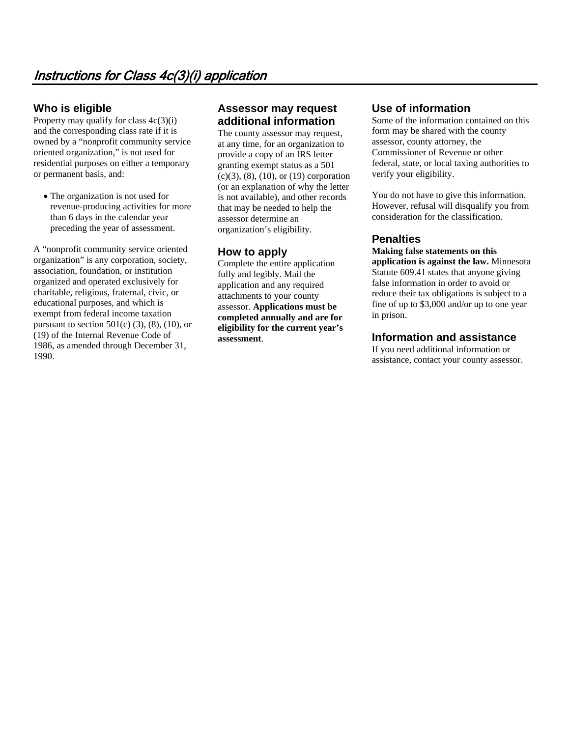# *Instructions for Class 4c(3)(i) application*

## Who is eligible

Property may qualify for class 4c(3)(i) and the corresponding class rate if it is owned by a "nonprofit community service oriented organization," is not used for residential purposes on either a temporary or permanent basis, and:

- The organization is not used for revenue-producing activities for more than 6 days in the calendar year preceding the year of assessment.

A "nonprofit community service oriented organization" is any corporation, society, association, foundation, or institution organized and operated exclusively for charitable, religious, fraternal, civic, or educational purposes, and which is exempt from federal income taxation pursuant to section 501(c) (3), (8), (10), or (19) of the Internal Revenue Code of 1986, as amended through December 31, 1990.

## Assessor may request additional information

The county assessor may request, at any time, for an organization to provide a copy of an IRS letter granting exempt status as a 501 (c)(3), (8), (10), or (19) corporation (or an explanation of why the letter is not available), and other records that may be needed to help the assessor determine an organization's eligibility.

## How to apply

Complete the entire application fully and legibly. Mail the application and any required attachments to your county assessor. **Applications must be completed annually and are for eligibility for the current year's assessment**.

## Use of information

Some of the information contained on this form may be shared with the county assessor, county attorney, the Commissioner of Revenue or other federal, state, or local taxing authorities to verify your eligibility.

You do not have to give this information. However, refusal will disqualify you from consideration for the classification.

## Penalties

**Making false statements on this application is against the law.** Minnesota Statute 609.41 states that anyone giving false information in order to avoid or reduce their tax obligations is subject to a fine of up to $3,000 and/or up to one year in prison.

## Information and assistance

If you need additional information or assistance, contact your county assessor.